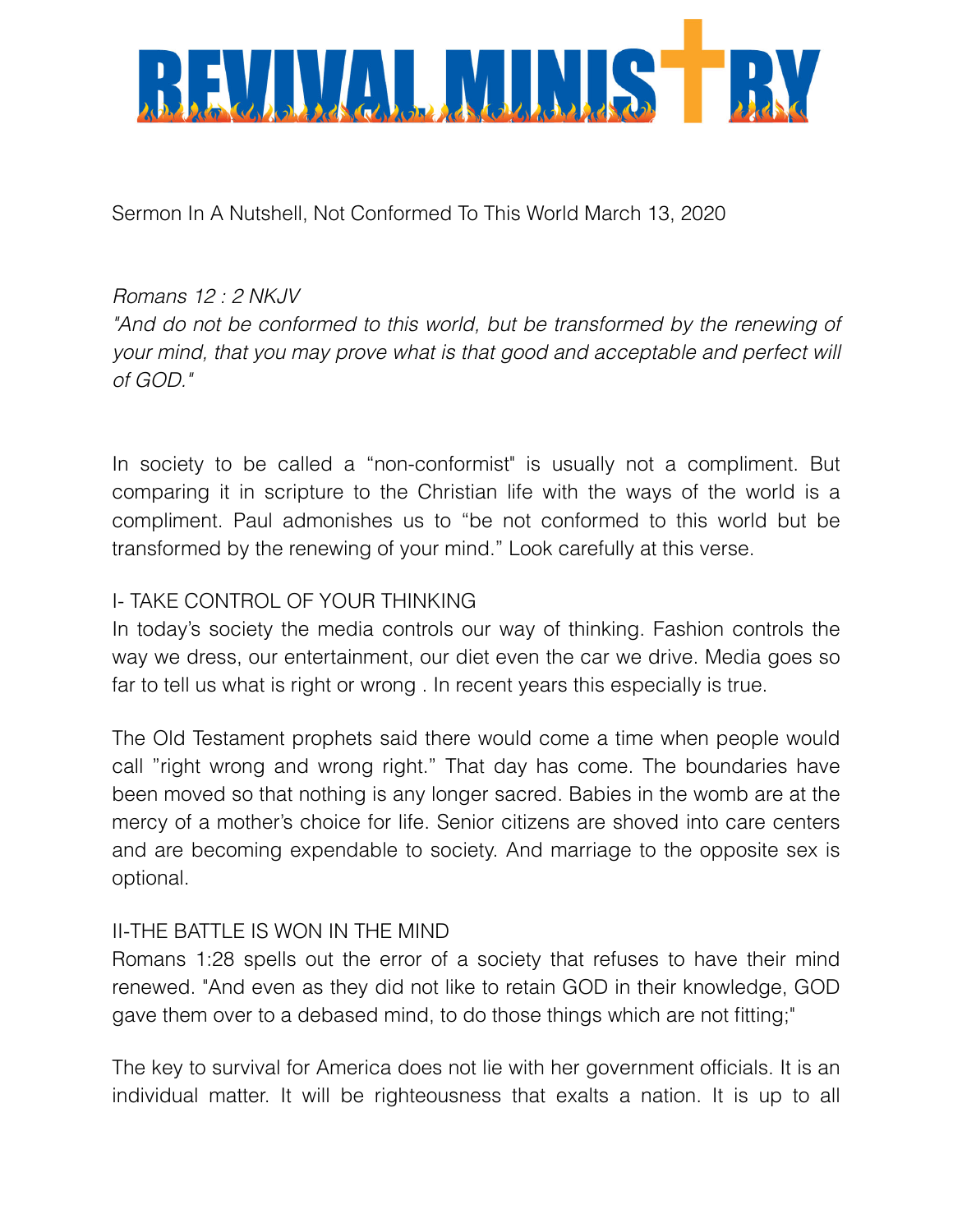# REVIVAL MINISTRY

Sermon In A Nutshell, Not Conformed To This World March 13, 2020

*Romans 12 : 2 NKJV*
*"And do not be conformed to this world, but be transformed by the renewing of your mind, that you may prove what is that good and acceptable and perfect will of GOD."*

In society to be called a "non-conformist" is usually not a compliment. But comparing it in scripture to the Christian life with the ways of the world is a compliment. Paul admonishes us to "be not conformed to this world but be transformed by the renewing of your mind." Look carefully at this verse.

## I- TAKE CONTROL OF YOUR THINKING

In today's society the media controls our way of thinking. Fashion controls the way we dress, our entertainment, our diet even the car we drive. Media goes so far to tell us what is right or wrong . In recent years this especially is true.

The Old Testament prophets said there would come a time when people would call "right wrong and wrong right." That day has come. The boundaries have been moved so that nothing is any longer sacred. Babies in the womb are at the mercy of a mother's choice for life. Senior citizens are shoved into care centers and are becoming expendable to society. And marriage to the opposite sex is optional.

## II-THE BATTLE IS WON IN THE MIND

Romans 1:28 spells out the error of a society that refuses to have their mind renewed. "And even as they did not like to retain GOD in their knowledge, GOD gave them over to a debased mind, to do those things which are not fitting;"

The key to survival for America does not lie with her government officials. It is an individual matter. It will be righteousness that exalts a nation. It is up to all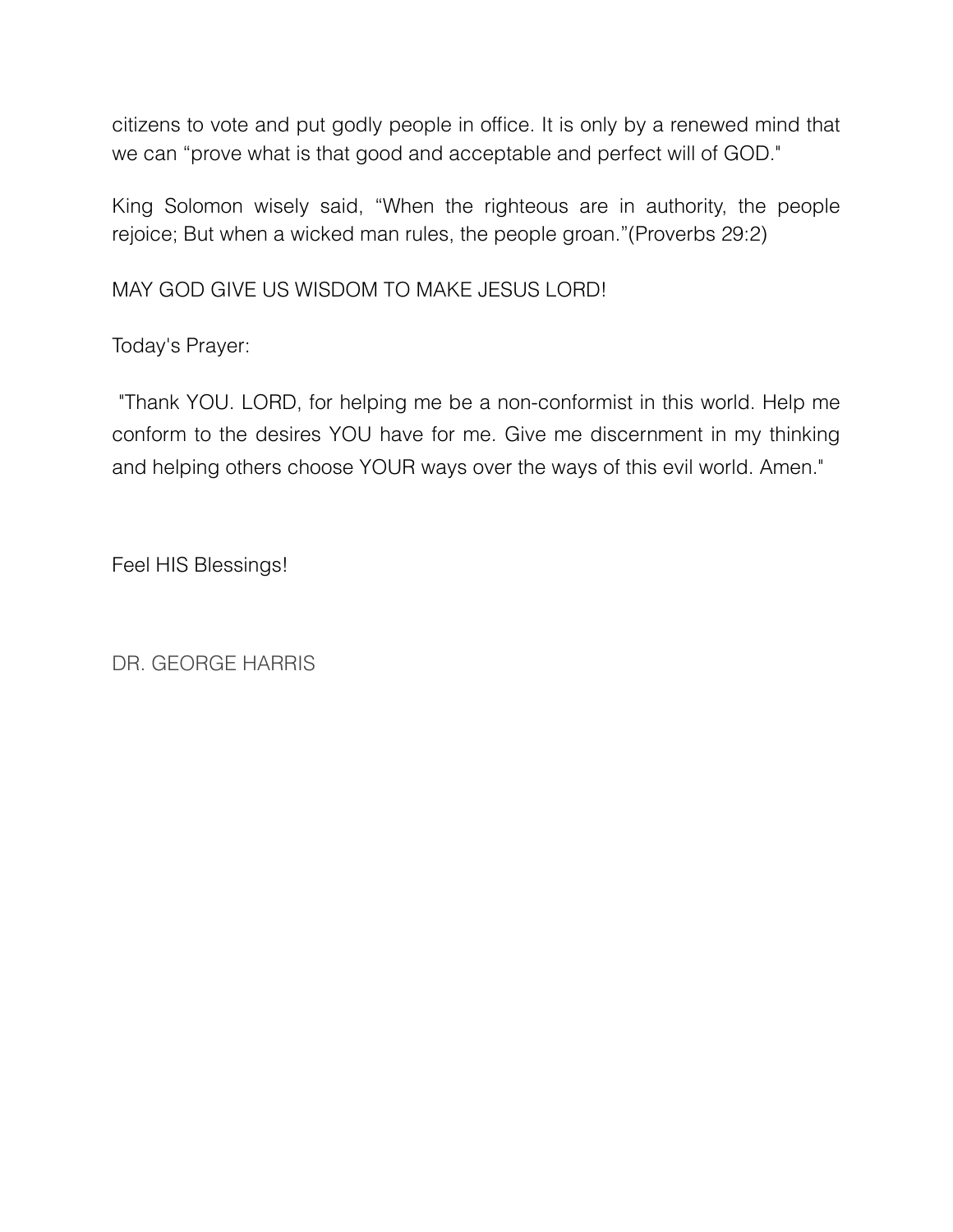citizens to vote and put godly people in office. It is only by a renewed mind that we can "prove what is that good and acceptable and perfect will of GOD."

King Solomon wisely said, "When the righteous are in authority, the people rejoice; But when a wicked man rules, the people groan."(Proverbs 29:2)

MAY GOD GIVE US WISDOM TO MAKE JESUS LORD!

Today's Prayer:

"Thank YOU. LORD, for helping me be a non-conformist in this world. Help me conform to the desires YOU have for me. Give me discernment in my thinking and helping others choose YOUR ways over the ways of this evil world. Amen."

Feel HIS Blessings!

DR. GEORGE HARRIS